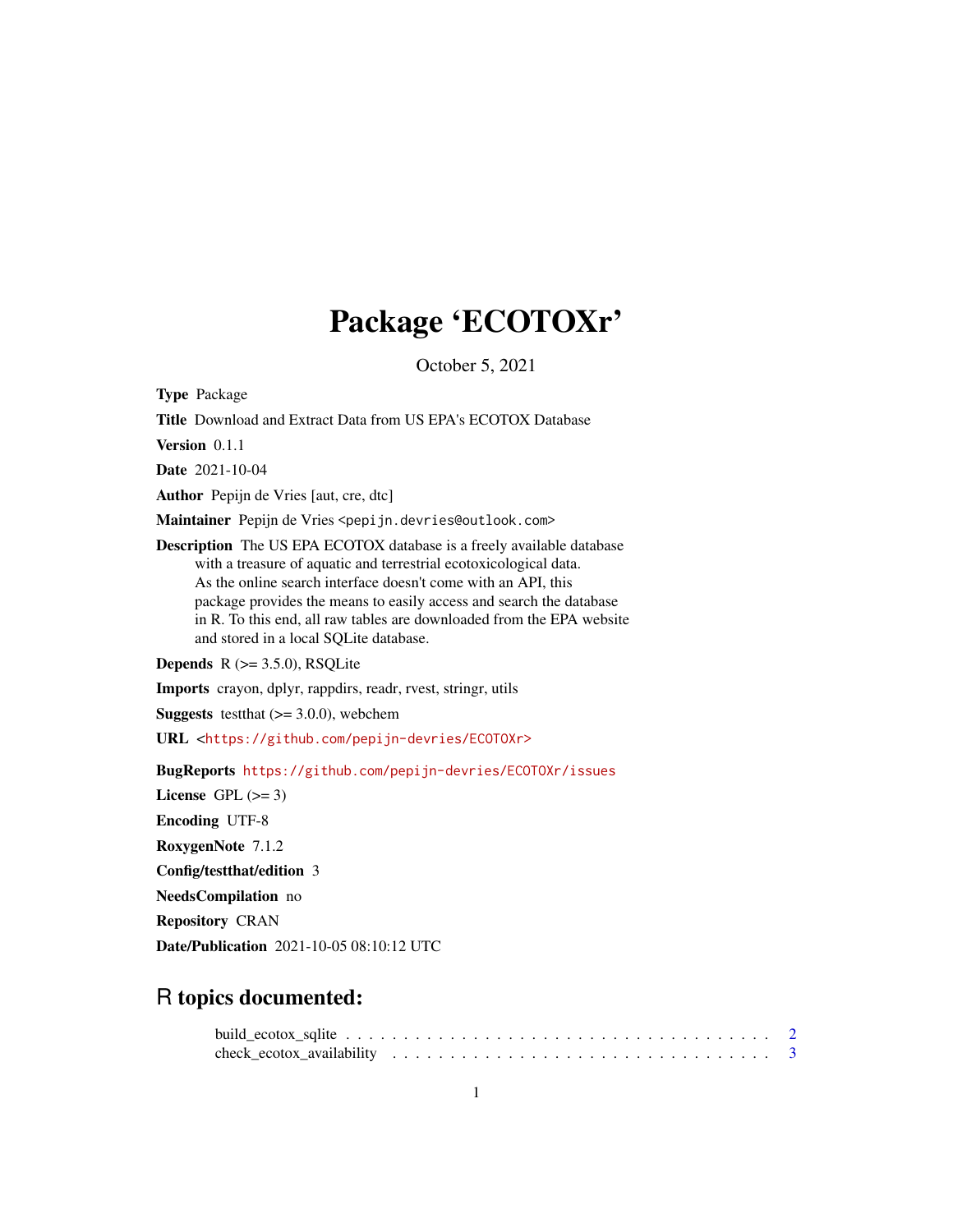# Package 'ECOTOXr'

October 5, 2021

**Type** Package

**Title** Download and Extract Data from US EPA's ECOTOX Database

**Version** 0.1.1

**Date** 2021-10-04

**Author** Pepijn de Vries [aut, cre, dtc]

**Maintainer** Pepijn de Vries <pepijn.devries@outlook.com>

**Description** The US EPA ECOTOX database is a freely available database with a treasure of aquatic and terrestrial ecotoxicological data. As the online search interface doesn't come with an API, this package provides the means to easily access and search the database in R. To this end, all raw tables are downloaded from the EPA website and stored in a local SQLite database.

**Depends** R (>= 3.5.0), RSQLite

**Imports** crayon, dplyr, rappdirs, readr, rvest, stringr, utils

**Suggests** testthat (>= 3.0.0), webchem

**URL** <https://github.com/pepijn-devries/ECOTOXr>

**BugReports** https://github.com/pepijn-devries/ECOTOXr/issues

**License** GPL (>= 3)

**Encoding** UTF-8

**RoxygenNote** 7.1.2

**Config/testthat/edition** 3

**NeedsCompilation** no

**Repository** CRAN

**Date/Publication** 2021-10-05 08:10:12 UTC

## R topics documented:

build_ecotox_sqlite . . . . . . . . . . . . . . . . . . . . . . . . . . . . . . . . . . . 2
check_ecotox_availability . . . . . . . . . . . . . . . . . . . . . . . . . . . . . . . . 3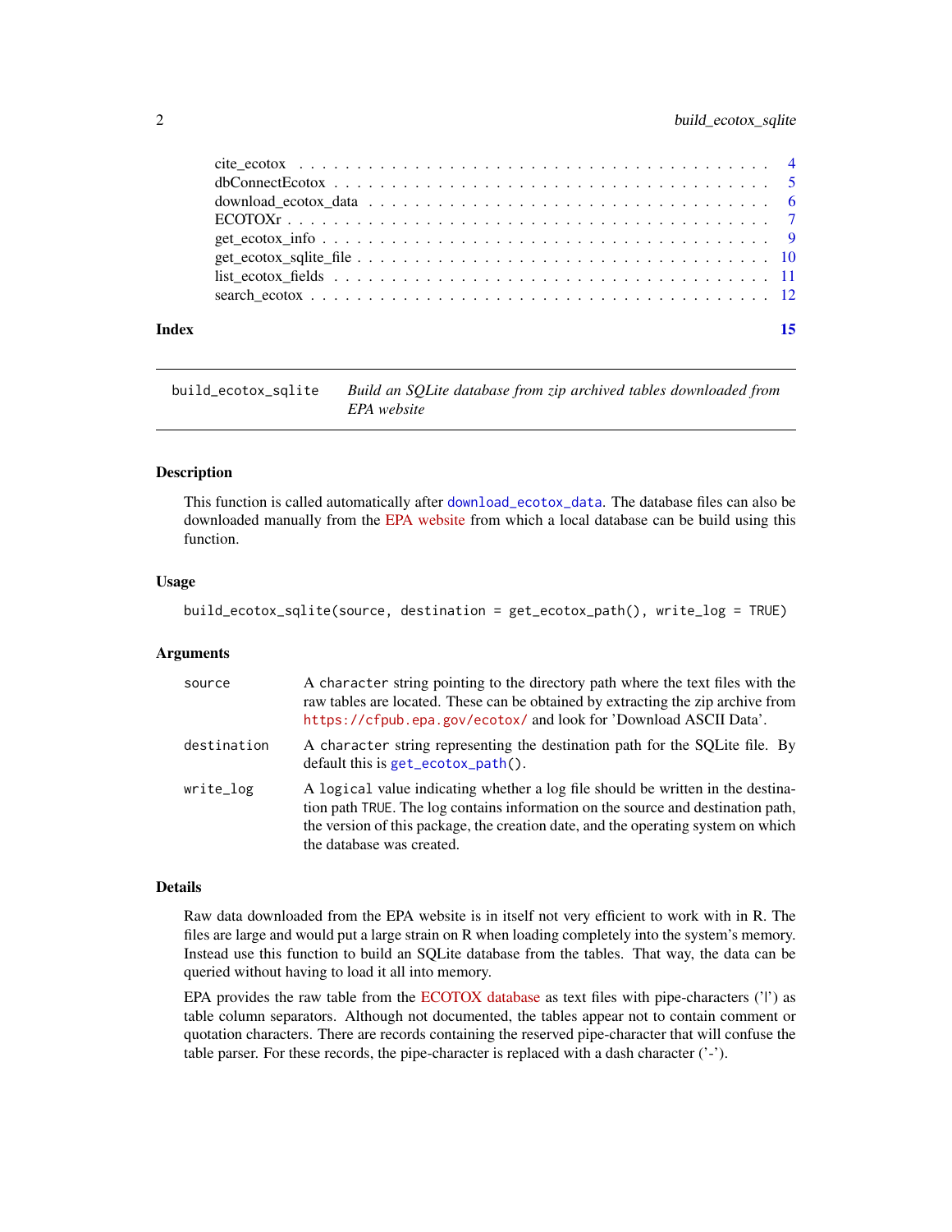| | |
|---|---|
| cite_ecotox | 4 |
| dbConnectEcotox | 5 |
| download_ecotox_data | 6 |
| ECOTOXr | 7 |
| get_ecotox_info | 9 |
| get_ecotox_sqlite_file | 10 |
| list_ecotox_fields | 11 |
| search_ecotox | 12 |

**Index** 15

---

## build_ecotox_sqlite

*Build an SQLite database from zip archived tables downloaded from EPA website*

---

### Description

This function is called automatically after `download_ecotox_data`. The database files can also be downloaded manually from the EPA website from which a local database can be build using this function.

### Usage

```
build_ecotox_sqlite(source, destination = get_ecotox_path(), write_log = TRUE)
```

### Arguments

| | |
|---|---|
| `source` | A `character` string pointing to the directory path where the text files with the raw tables are located. These can be obtained by extracting the zip archive from `https://cfpub.epa.gov/ecotox/` and look for 'Download ASCII Data'. |
| `destination` | A `character` string representing the destination path for the SQLite file. By default this is `get_ecotox_path()`. |
| `write_log` | A `logical` value indicating whether a log file should be written in the destination path `TRUE`. The log contains information on the source and destination path, the version of this package, the creation date, and the operating system on which the database was created. |

### Details

Raw data downloaded from the EPA website is in itself not very efficient to work with in R. The files are large and would put a large strain on R when loading completely into the system's memory. Instead use this function to build an SQLite database from the tables. That way, the data can be queried without having to load it all into memory.

EPA provides the raw table from the ECOTOX database as text files with pipe-characters ('|') as table column separators. Although not documented, the tables appear not to contain comment or quotation characters. There are records containing the reserved pipe-character that will confuse the table parser. For these records, the pipe-character is replaced with a dash character ('-').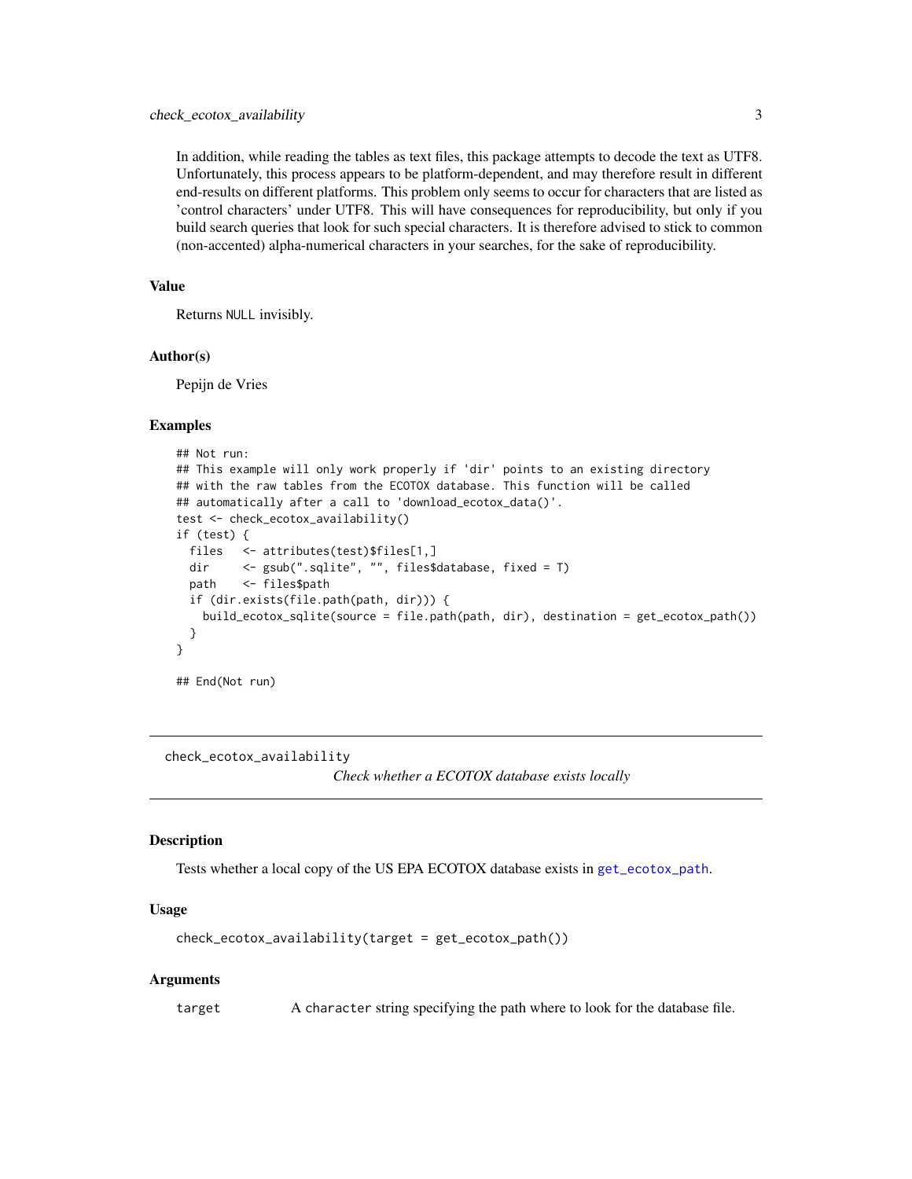In addition, while reading the tables as text files, this package attempts to decode the text as UTF8. Unfortunately, this process appears to be platform-dependent, and may therefore result in different end-results on different platforms. This problem only seems to occur for characters that are listed as 'control characters' under UTF8. This will have consequences for reproducibility, but only if you build search queries that look for such special characters. It is therefore advised to stick to common (non-accented) alpha-numerical characters in your searches, for the sake of reproducibility.

### Value

Returns `NULL` invisibly.

### Author(s)

Pepijn de Vries

### Examples

```
## Not run:
## This example will only work properly if 'dir' points to an existing directory
## with the raw tables from the ECOTOX database. This function will be called
## automatically after a call to 'download_ecotox_data()'.
test <- check_ecotox_availability()
if (test) {
  files   <- attributes(test)$files[1,]
  dir     <- gsub(".sqlite", "", files$database, fixed = T)
  path    <- files$path
  if (dir.exists(file.path(path, dir))) {
    build_ecotox_sqlite(source = file.path(path, dir), destination = get_ecotox_path())
  }
}

## End(Not run)
```

---

## check_ecotox_availability

*Check whether a ECOTOX database exists locally*

### Description

Tests whether a local copy of the US EPA ECOTOX database exists in `get_ecotox_path`.

### Usage

```
check_ecotox_availability(target = get_ecotox_path())
```

### Arguments

| | |
|---|---|
| `target` | A `character` string specifying the path where to look for the database file. |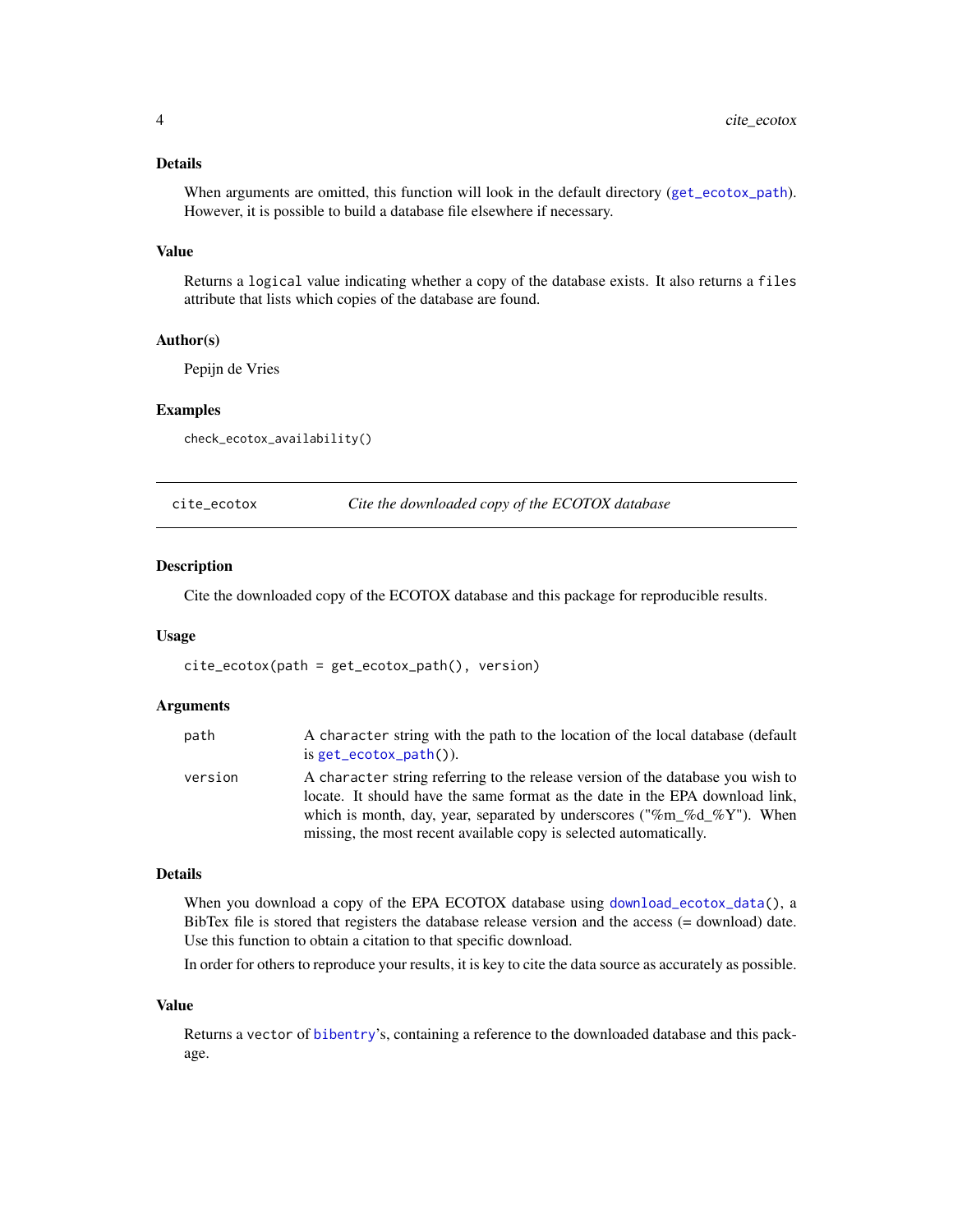### Details

When arguments are omitted, this function will look in the default directory (`get_ecotox_path`). However, it is possible to build a database file elsewhere if necessary.

### Value

Returns a `logical` value indicating whether a copy of the database exists. It also returns a `files` attribute that lists which copies of the database are found.

### Author(s)

Pepijn de Vries

### Examples

```
check_ecotox_availability()
```

---

## cite_ecotox — *Cite the downloaded copy of the ECOTOX database*

---

### Description

Cite the downloaded copy of the ECOTOX database and this package for reproducible results.

### Usage

```
cite_ecotox(path = get_ecotox_path(), version)
```

### Arguments

| | |
|---|---|
| path | A `character` string with the path to the location of the local database (default is `get_ecotox_path()`). |
| version | A `character` string referring to the release version of the database you wish to locate. It should have the same format as the date in the EPA download link, which is month, day, year, separated by underscores ("%m_%d_%Y"). When missing, the most recent available copy is selected automatically. |

### Details

When you download a copy of the EPA ECOTOX database using `download_ecotox_data()`, a BibTex file is stored that registers the database release version and the access (= download) date. Use this function to obtain a citation to that specific download.

In order for others to reproduce your results, it is key to cite the data source as accurately as possible.

### Value

Returns a `vector` of `bibentry`'s, containing a reference to the downloaded database and this package.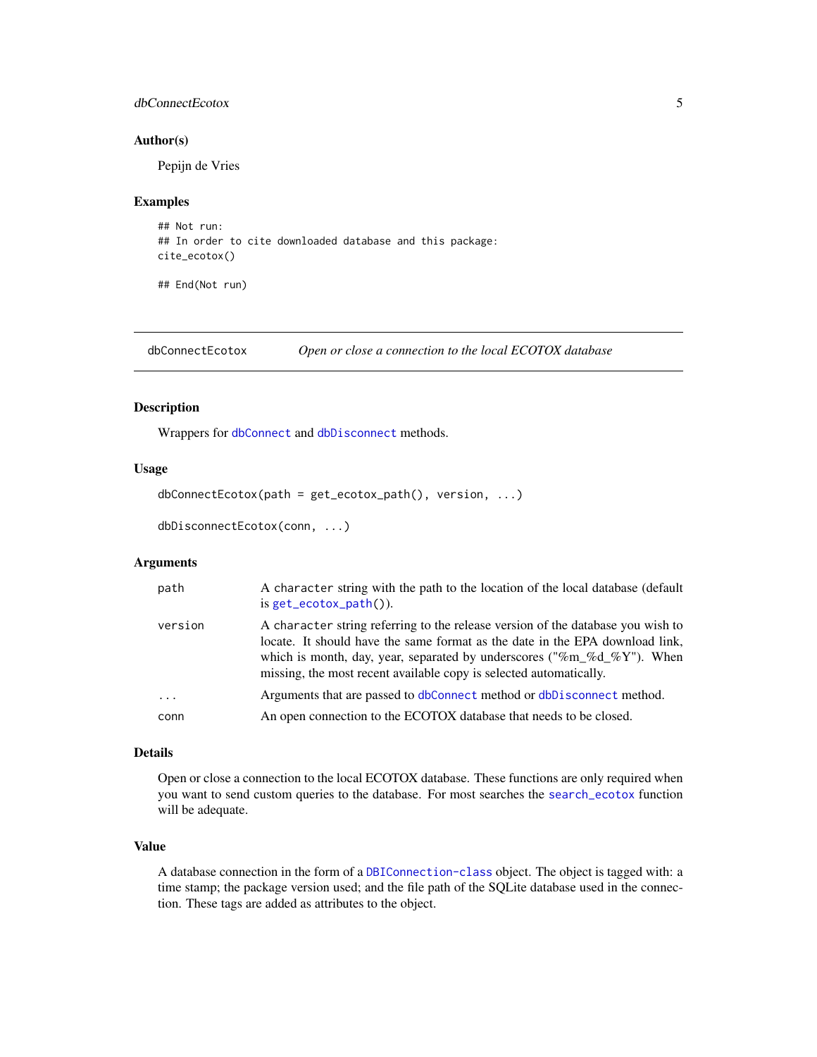### Author(s)

Pepijn de Vries

### Examples

```
## Not run:
## In order to cite downloaded database and this package:
cite_ecotox()

## End(Not run)
```

---

## dbConnectEcotox — *Open or close a connection to the local ECOTOX database*

### Description

Wrappers for `dbConnect` and `dbDisconnect` methods.

### Usage

```
dbConnectEcotox(path = get_ecotox_path(), version, ...)

dbDisconnectEcotox(conn, ...)
```

### Arguments

| | |
|---|---|
| `path` | A `character` string with the path to the location of the local database (default is `get_ecotox_path()`). |
| `version` | A `character` string referring to the release version of the database you wish to locate. It should have the same format as the date in the EPA download link, which is month, day, year, separated by underscores ("%m_%d_%Y"). When missing, the most recent available copy is selected automatically. |
| `...` | Arguments that are passed to `dbConnect` method or `dbDisconnect` method. |
| `conn` | An open connection to the ECOTOX database that needs to be closed. |

### Details

Open or close a connection to the local ECOTOX database. These functions are only required when you want to send custom queries to the database. For most searches the `search_ecotox` function will be adequate.

### Value

A database connection in the form of a `DBIConnection-class` object. The object is tagged with: a time stamp; the package version used; and the file path of the SQLite database used in the connection. These tags are added as attributes to the object.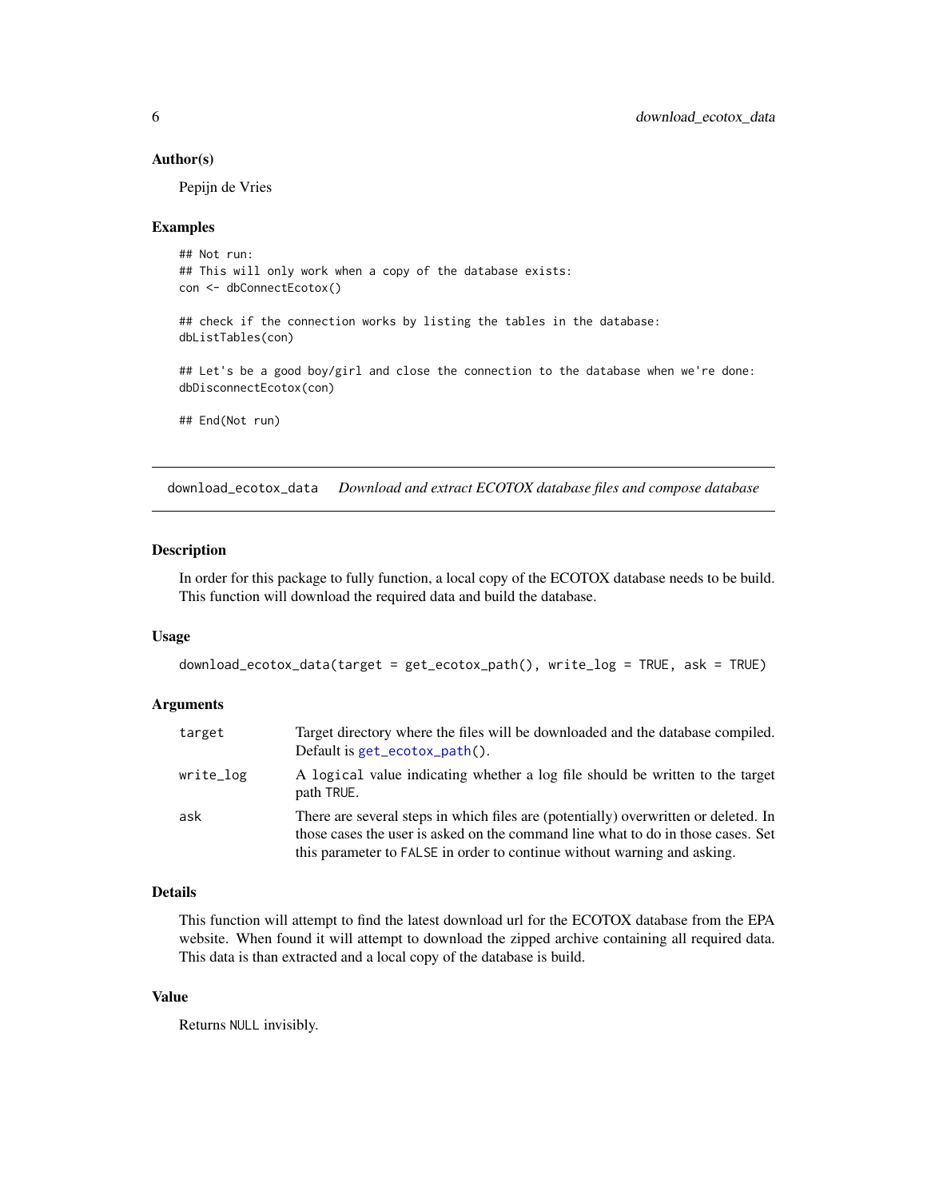### Author(s)

Pepijn de Vries

### Examples

```
## Not run:
## This will only work when a copy of the database exists:
con <- dbConnectEcotox()

## check if the connection works by listing the tables in the database:
dbListTables(con)

## Let's be a good boy/girl and close the connection to the database when we're done:
dbDisconnectEcotox(con)

## End(Not run)
```

---

## download_ecotox_data    *Download and extract ECOTOX database files and compose database*

---

### Description

In order for this package to fully function, a local copy of the ECOTOX database needs to be build. This function will download the required data and build the database.

### Usage

```
download_ecotox_data(target = get_ecotox_path(), write_log = TRUE, ask = TRUE)
```

### Arguments

| | |
|---|---|
| target | Target directory where the files will be downloaded and the database compiled. Default is `get_ecotox_path()`. |
| write_log | A `logical` value indicating whether a log file should be written to the target path `TRUE`. |
| ask | There are several steps in which files are (potentially) overwritten or deleted. In those cases the user is asked on the command line what to do in those cases. Set this parameter to `FALSE` in order to continue without warning and asking. |

### Details

This function will attempt to find the latest download url for the ECOTOX database from the EPA website. When found it will attempt to download the zipped archive containing all required data. This data is than extracted and a local copy of the database is build.

### Value

Returns `NULL` invisibly.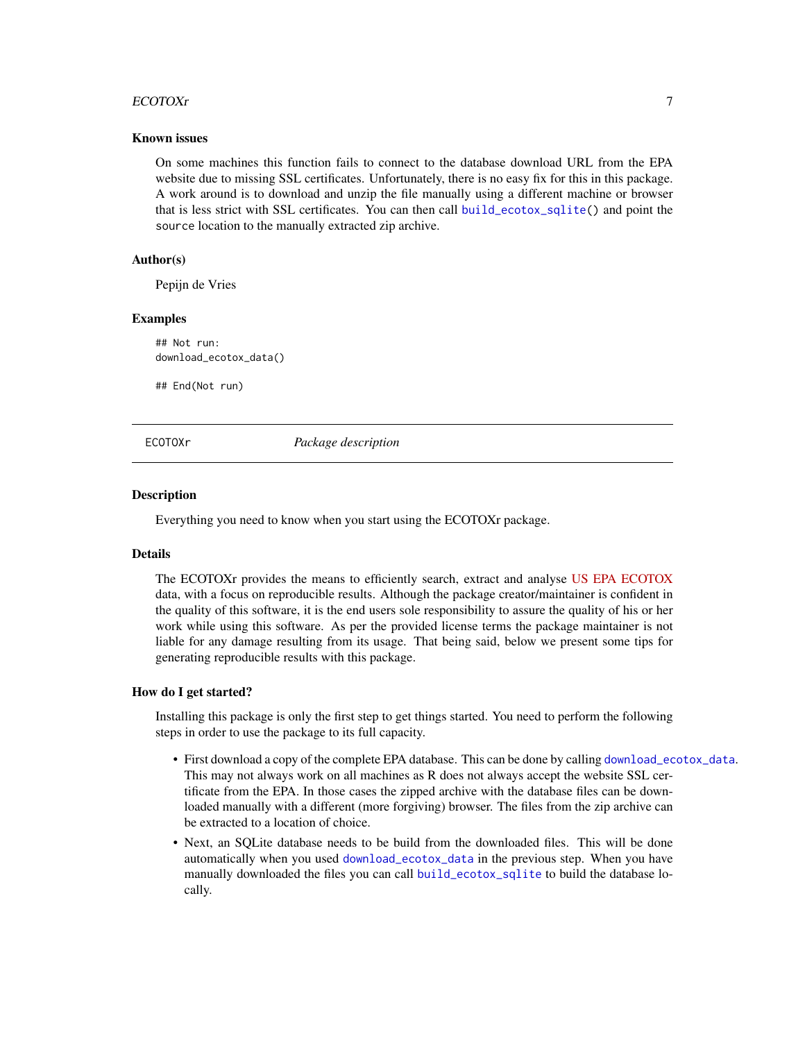### Known issues

On some machines this function fails to connect to the database download URL from the EPA website due to missing SSL certificates. Unfortunately, there is no easy fix for this in this package. A work around is to download and unzip the file manually using a different machine or browser that is less strict with SSL certificates. You can then call `build_ecotox_sqlite()` and point the `source` location to the manually extracted zip archive.

### Author(s)

Pepijn de Vries

### Examples

```
## Not run:
download_ecotox_data()

## End(Not run)
```

---

## ECOTOXr — *Package description*

---

### Description

Everything you need to know when you start using the ECOTOXr package.

### Details

The ECOTOXr provides the means to efficiently search, extract and analyse US EPA ECOTOX data, with a focus on reproducible results. Although the package creator/maintainer is confident in the quality of this software, it is the end users sole responsibility to assure the quality of his or her work while using this software. As per the provided license terms the package maintainer is not liable for any damage resulting from its usage. That being said, below we present some tips for generating reproducible results with this package.

### How do I get started?

Installing this package is only the first step to get things started. You need to perform the following steps in order to use the package to its full capacity.

- First download a copy of the complete EPA database. This can be done by calling `download_ecotox_data`. This may not always work on all machines as R does not always accept the website SSL certificate from the EPA. In those cases the zipped archive with the database files can be downloaded manually with a different (more forgiving) browser. The files from the zip archive can be extracted to a location of choice.
- Next, an SQLite database needs to be build from the downloaded files. This will be done automatically when you used `download_ecotox_data` in the previous step. When you have manually downloaded the files you can call `build_ecotox_sqlite` to build the database locally.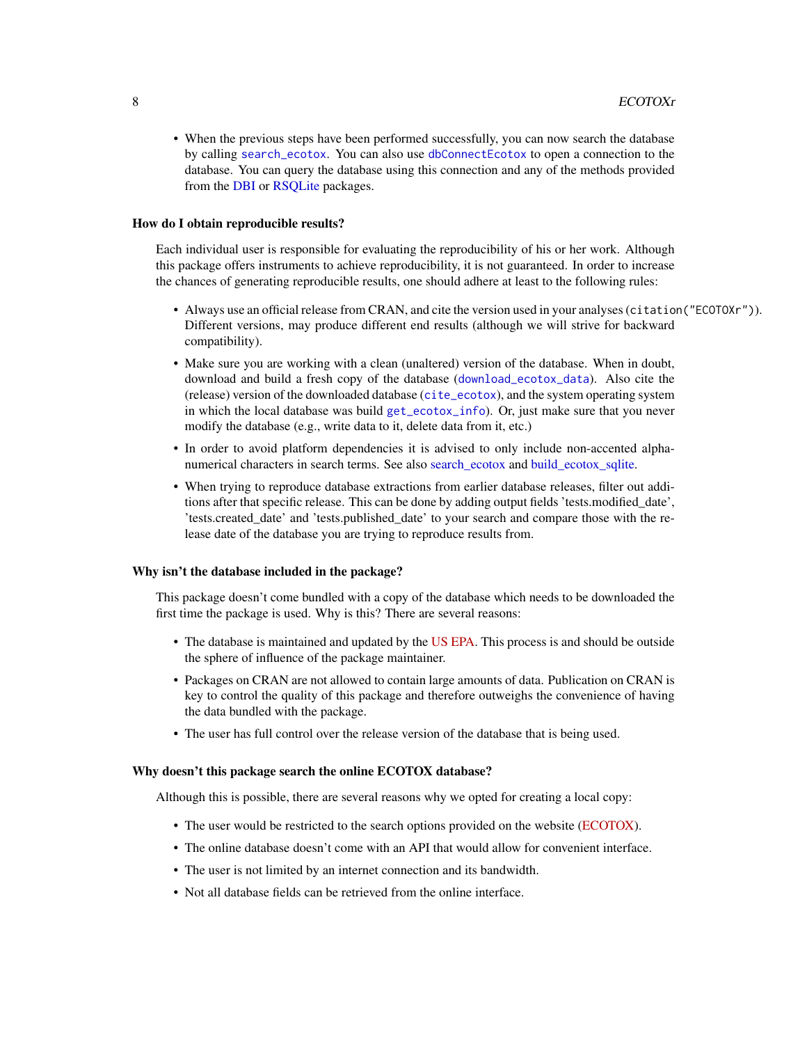- When the previous steps have been performed successfully, you can now search the database by calling `search_ecotox`. You can also use `dbConnectEcotox` to open a connection to the database. You can query the database using this connection and any of the methods provided from the DBI or RSQLite packages.

### How do I obtain reproducible results?

Each individual user is responsible for evaluating the reproducibility of his or her work. Although this package offers instruments to achieve reproducibility, it is not guaranteed. In order to increase the chances of generating reproducible results, one should adhere at least to the following rules:

- Always use an official release from CRAN, and cite the version used in your analyses (`citation("ECOTOXr")`). Different versions, may produce different end results (although we will strive for backward compatibility).
- Make sure you are working with a clean (unaltered) version of the database. When in doubt, download and build a fresh copy of the database (`download_ecotox_data`). Also cite the (release) version of the downloaded database (`cite_ecotox`), and the system operating system in which the local database was build `get_ecotox_info`). Or, just make sure that you never modify the database (e.g., write data to it, delete data from it, etc.)
- In order to avoid platform dependencies it is advised to only include non-accented alphanumerical characters in search terms. See also search_ecotox and build_ecotox_sqlite.
- When trying to reproduce database extractions from earlier database releases, filter out additions after that specific release. This can be done by adding output fields 'tests.modified_date', 'tests.created_date' and 'tests.published_date' to your search and compare those with the release date of the database you are trying to reproduce results from.

### Why isn't the database included in the package?

This package doesn't come bundled with a copy of the database which needs to be downloaded the first time the package is used. Why is this? There are several reasons:

- The database is maintained and updated by the US EPA. This process is and should be outside the sphere of influence of the package maintainer.
- Packages on CRAN are not allowed to contain large amounts of data. Publication on CRAN is key to control the quality of this package and therefore outweighs the convenience of having the data bundled with the package.
- The user has full control over the release version of the database that is being used.

### Why doesn't this package search the online ECOTOX database?

Although this is possible, there are several reasons why we opted for creating a local copy:

- The user would be restricted to the search options provided on the website (ECOTOX).
- The online database doesn't come with an API that would allow for convenient interface.
- The user is not limited by an internet connection and its bandwidth.
- Not all database fields can be retrieved from the online interface.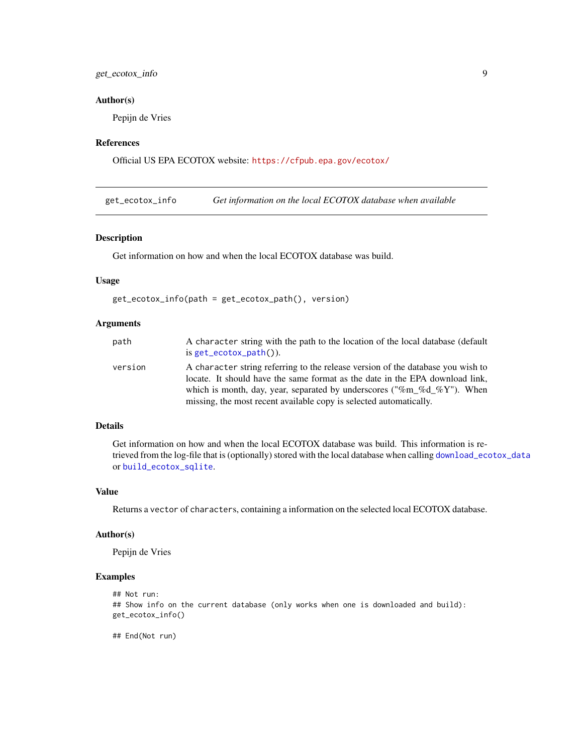### Author(s)

Pepijn de Vries

### References

Official US EPA ECOTOX website: https://cfpub.epa.gov/ecotox/

---

## get_ecotox_info — *Get information on the local ECOTOX database when available*

---

### Description

Get information on how and when the local ECOTOX database was build.

### Usage

```
get_ecotox_info(path = get_ecotox_path(), version)
```

### Arguments

| | |
|---|---|
| `path` | A `character` string with the path to the location of the local database (default is `get_ecotox_path()`). |
| `version` | A `character` string referring to the release version of the database you wish to locate. It should have the same format as the date in the EPA download link, which is month, day, year, separated by underscores ("%m_%d_%Y"). When missing, the most recent available copy is selected automatically. |

### Details

Get information on how and when the local ECOTOX database was build. This information is retrieved from the log-file that is (optionally) stored with the local database when calling `download_ecotox_data` or `build_ecotox_sqlite`.

### Value

Returns a `vector` of `characters`, containing a information on the selected local ECOTOX database.

### Author(s)

Pepijn de Vries

### Examples

```
## Not run:
## Show info on the current database (only works when one is downloaded and build):
get_ecotox_info()

## End(Not run)
```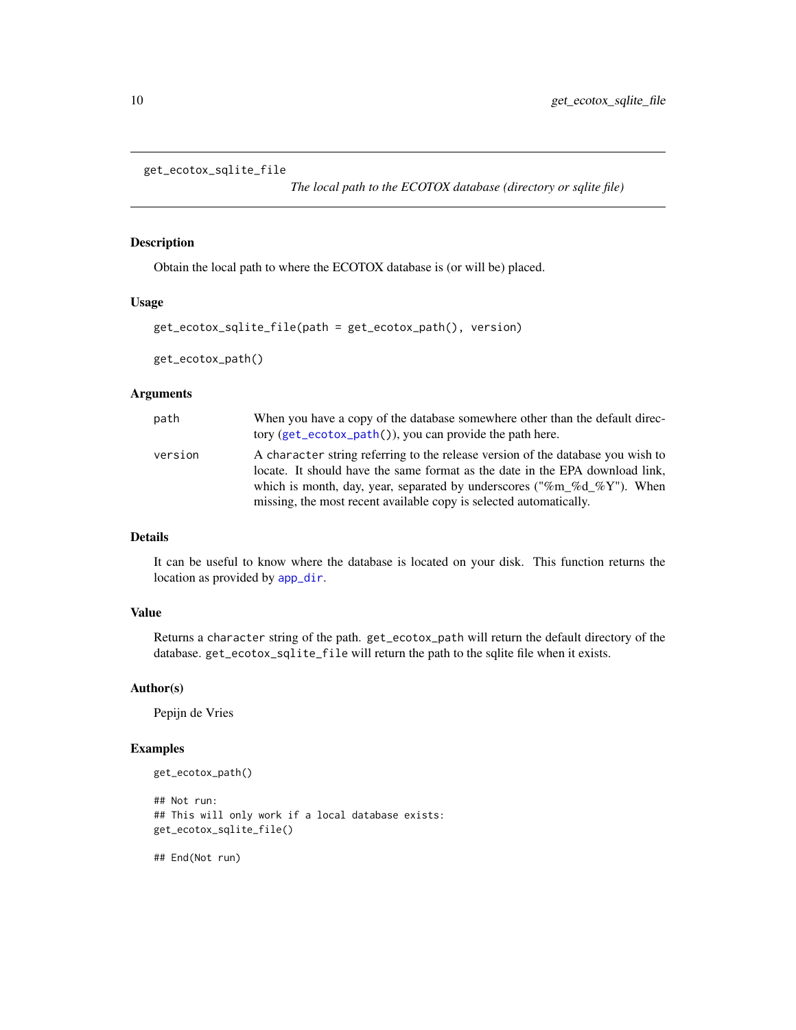## get_ecotox_sqlite_file

*The local path to the ECOTOX database (directory or sqlite file)*

### Description

Obtain the local path to where the ECOTOX database is (or will be) placed.

### Usage

```
get_ecotox_sqlite_file(path = get_ecotox_path(), version)

get_ecotox_path()
```

### Arguments

| | |
|---|---|
| path | When you have a copy of the database somewhere other than the default directory (get_ecotox_path()), you can provide the path here. |
| version | A character string referring to the release version of the database you wish to locate. It should have the same format as the date in the EPA download link, which is month, day, year, separated by underscores ("%m_%d_%Y"). When missing, the most recent available copy is selected automatically. |

### Details

It can be useful to know where the database is located on your disk. This function returns the location as provided by app_dir.

### Value

Returns a character string of the path. get_ecotox_path will return the default directory of the database. get_ecotox_sqlite_file will return the path to the sqlite file when it exists.

### Author(s)

Pepijn de Vries

### Examples

```
get_ecotox_path()

## Not run:
## This will only work if a local database exists:
get_ecotox_sqlite_file()

## End(Not run)
```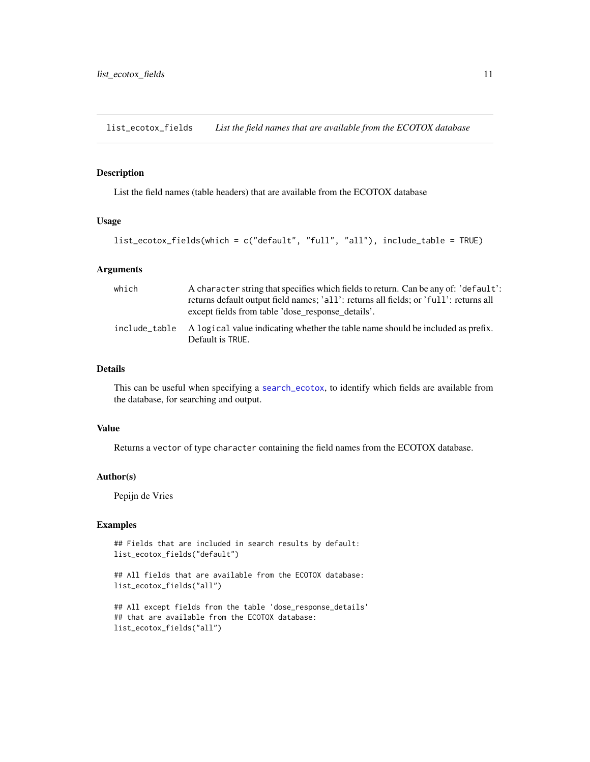# list_ecotox_fields    *List the field names that are available from the ECOTOX database*

## Description

List the field names (table headers) that are available from the ECOTOX database

## Usage

```
list_ecotox_fields(which = c("default", "full", "all"), include_table = TRUE)
```

## Arguments

| | |
|---|---|
| which | A `character` string that specifies which fields to return. Can be any of: '`default`': returns default output field names; '`all`': returns all fields; or '`full`': returns all except fields from table 'dose_response_details'. |
| include_table | A `logical` value indicating whether the table name should be included as prefix. Default is `TRUE`. |

## Details

This can be useful when specifying a `search_ecotox`, to identify which fields are available from the database, for searching and output.

## Value

Returns a `vector` of type `character` containing the field names from the ECOTOX database.

## Author(s)

Pepijn de Vries

## Examples

```
## Fields that are included in search results by default:
list_ecotox_fields("default")

## All fields that are available from the ECOTOX database:
list_ecotox_fields("all")

## All except fields from the table 'dose_response_details'
## that are available from the ECOTOX database:
list_ecotox_fields("all")
```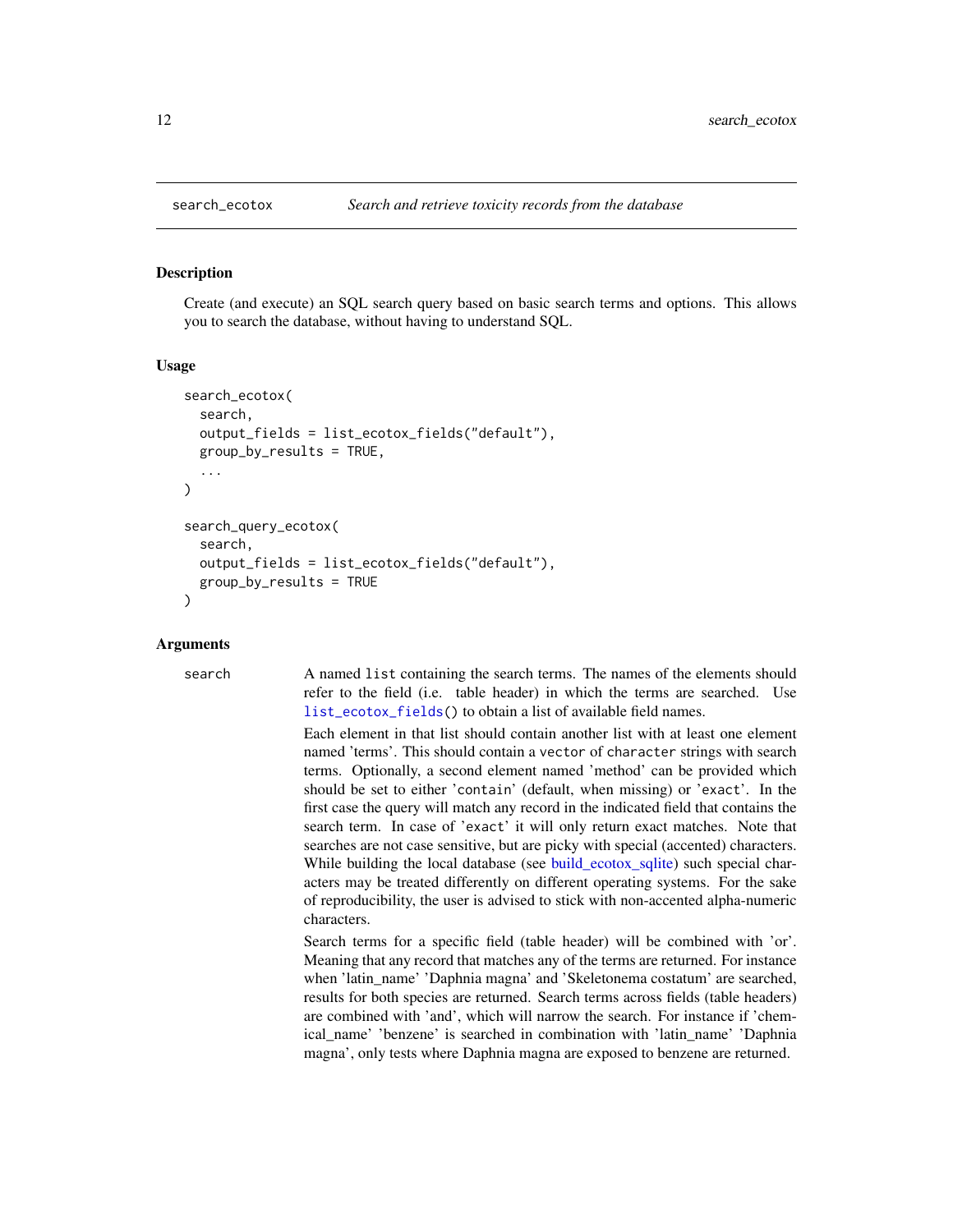## search_ecotox — *Search and retrieve toxicity records from the database*

### Description

Create (and execute) an SQL search query based on basic search terms and options. This allows you to search the database, without having to understand SQL.

### Usage

```
search_ecotox(
  search,
  output_fields = list_ecotox_fields("default"),
  group_by_results = TRUE,
  ...
)

search_query_ecotox(
  search,
  output_fields = list_ecotox_fields("default"),
  group_by_results = TRUE
)
```

### Arguments

**search** A named `list` containing the search terms. The names of the elements should refer to the field (i.e. table header) in which the terms are searched. Use `list_ecotox_fields()` to obtain a list of available field names.

Each element in that list should contain another list with at least one element named 'terms'. This should contain a `vector` of `character` strings with search terms. Optionally, a second element named 'method' can be provided which should be set to either '`contain`' (default, when missing) or '`exact`'. In the first case the query will match any record in the indicated field that contains the search term. In case of '`exact`' it will only return exact matches. Note that searches are not case sensitive, but are picky with special (accented) characters. While building the local database (see build_ecotox_sqlite) such special characters may be treated differently on different operating systems. For the sake of reproducibility, the user is advised to stick with non-accented alpha-numeric characters.

Search terms for a specific field (table header) will be combined with 'or'. Meaning that any record that matches any of the terms are returned. For instance when 'latin_name' 'Daphnia magna' and 'Skeletonema costatum' are searched, results for both species are returned. Search terms across fields (table headers) are combined with 'and', which will narrow the search. For instance if 'chemical_name' 'benzene' is searched in combination with 'latin_name' 'Daphnia magna', only tests where Daphnia magna are exposed to benzene are returned.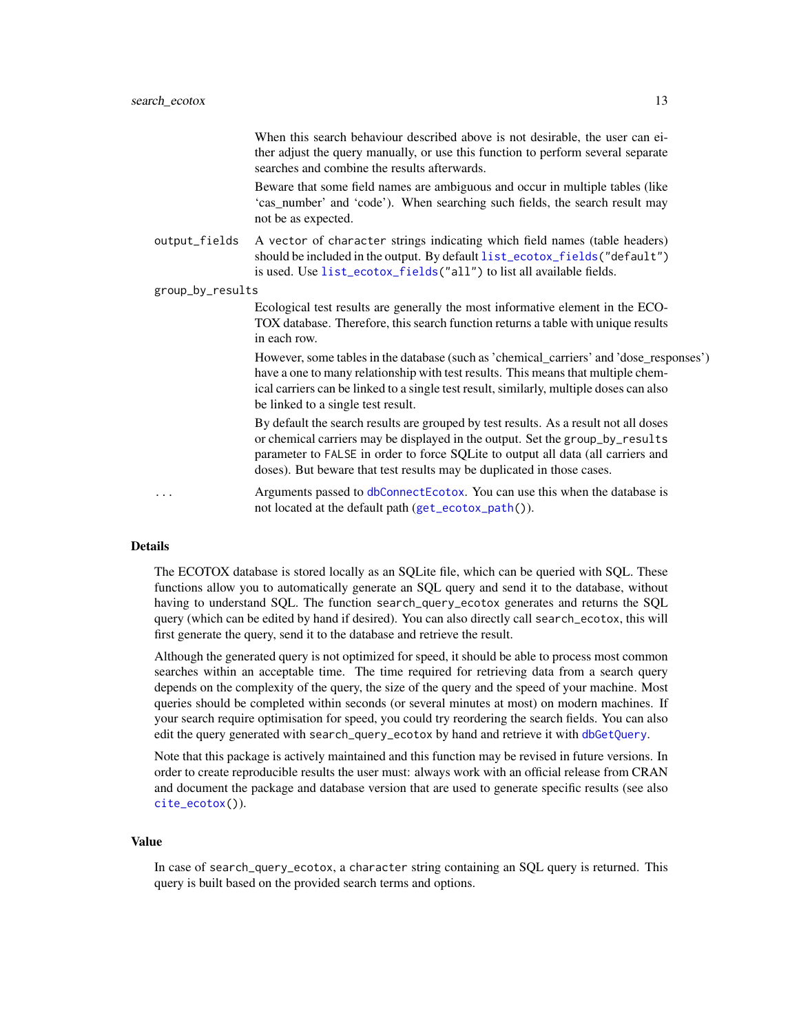When this search behaviour described above is not desirable, the user can either adjust the query manually, or use this function to perform several separate searches and combine the results afterwards.

Beware that some field names are ambiguous and occur in multiple tables (like 'cas_number' and 'code'). When searching such fields, the search result may not be as expected.

`output_fields` A vector of character strings indicating which field names (table headers) should be included in the output. By default `list_ecotox_fields("default")` is used. Use `list_ecotox_fields("all")` to list all available fields.

`group_by_results`

Ecological test results are generally the most informative element in the ECOTOX database. Therefore, this search function returns a table with unique results in each row.

However, some tables in the database (such as 'chemical_carriers' and 'dose_responses') have a one to many relationship with test results. This means that multiple chemical carriers can be linked to a single test result, similarly, multiple doses can also be linked to a single test result.

By default the search results are grouped by test results. As a result not all doses or chemical carriers may be displayed in the output. Set the `group_by_results` parameter to `FALSE` in order to force SQLite to output all data (all carriers and doses). But beware that test results may be duplicated in those cases.

`...` Arguments passed to `dbConnectEcotox`. You can use this when the database is not located at the default path (`get_ecotox_path()`).

## Details

The ECOTOX database is stored locally as an SQLite file, which can be queried with SQL. These functions allow you to automatically generate an SQL query and send it to the database, without having to understand SQL. The function `search_query_ecotox` generates and returns the SQL query (which can be edited by hand if desired). You can also directly call `search_ecotox`, this will first generate the query, send it to the database and retrieve the result.

Although the generated query is not optimized for speed, it should be able to process most common searches within an acceptable time. The time required for retrieving data from a search query depends on the complexity of the query, the size of the query and the speed of your machine. Most queries should be completed within seconds (or several minutes at most) on modern machines. If your search require optimisation for speed, you could try reordering the search fields. You can also edit the query generated with `search_query_ecotox` by hand and retrieve it with `dbGetQuery`.

Note that this package is actively maintained and this function may be revised in future versions. In order to create reproducible results the user must: always work with an official release from CRAN and document the package and database version that are used to generate specific results (see also `cite_ecotox()`).

## Value

In case of `search_query_ecotox`, a `character` string containing an SQL query is returned. This query is built based on the provided search terms and options.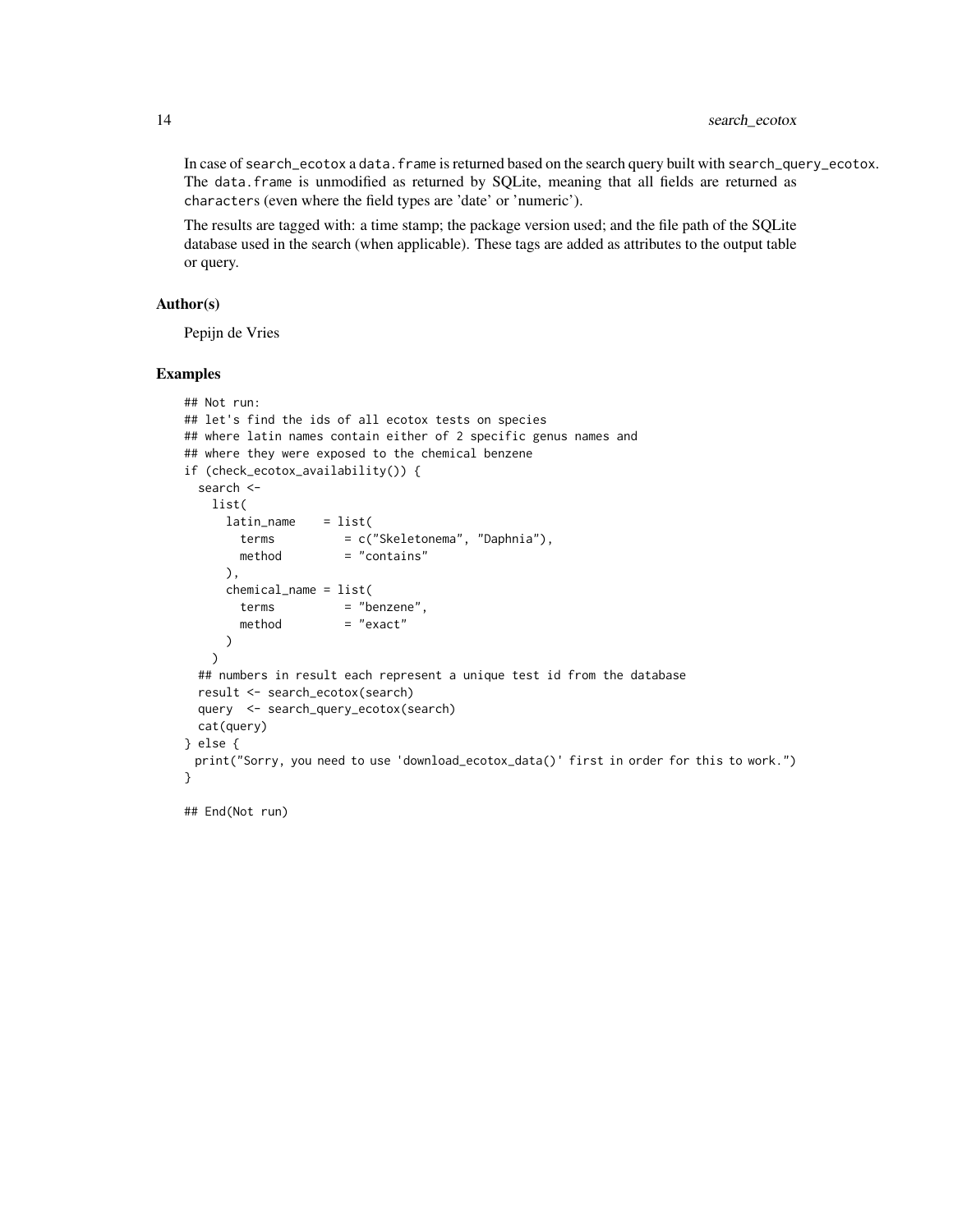In case of search_ecotox a data.frame is returned based on the search query built with search_query_ecotox. The data.frame is unmodified as returned by SQLite, meaning that all fields are returned as characters (even where the field types are 'date' or 'numeric').

The results are tagged with: a time stamp; the package version used; and the file path of the SQLite database used in the search (when applicable). These tags are added as attributes to the output table or query.

### Author(s)

Pepijn de Vries

### Examples

```
## Not run:
## let's find the ids of all ecotox tests on species
## where latin names contain either of 2 specific genus names and
## where they were exposed to the chemical benzene
if (check_ecotox_availability()) {
  search <-
    list(
      latin_name    = list(
        terms          = c("Skeletonema", "Daphnia"),
        method         = "contains"
      ),
      chemical_name = list(
        terms          = "benzene",
        method         = "exact"
      )
    )
  ## numbers in result each represent a unique test id from the database
  result <- search_ecotox(search)
  query  <- search_query_ecotox(search)
  cat(query)
} else {
 print("Sorry, you need to use 'download_ecotox_data()' first in order for this to work.")
}

## End(Not run)
```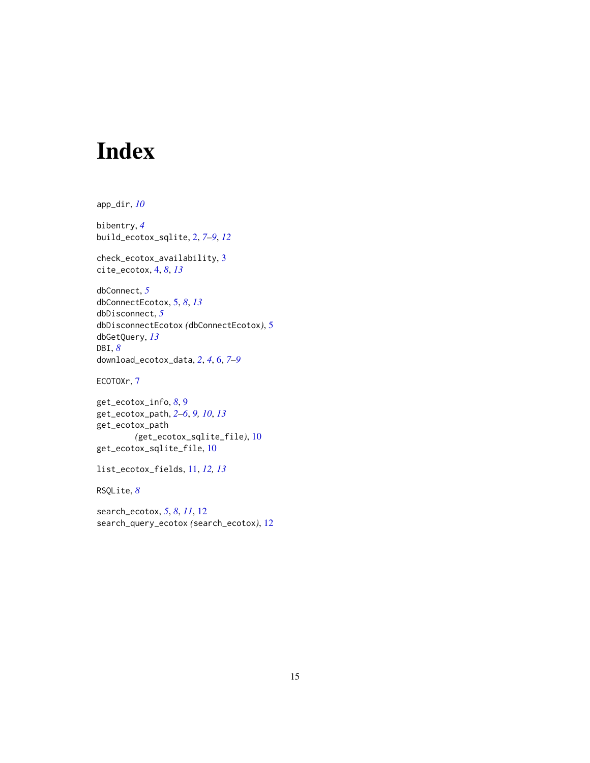# Index

app_dir, *10*

bibentry, *4*
build_ecotox_sqlite, 2, *7–9*, *12*

check_ecotox_availability, 3
cite_ecotox, 4, *8*, *13*

dbConnect, *5*
dbConnectEcotox, 5, *8*, *13*
dbDisconnect, *5*
dbDisconnectEcotox *(*dbConnectEcotox*)*, 5
dbGetQuery, *13*
DBI, *8*
download_ecotox_data, *2*, *4*, 6, *7–9*

ECOTOXr, 7

get_ecotox_info, *8*, 9
get_ecotox_path, *2–6*, *9, 10*, *13*
get_ecotox_path
        *(*get_ecotox_sqlite_file*)*, 10
get_ecotox_sqlite_file, 10

list_ecotox_fields, 11, *12, 13*

RSQLite, *8*

search_ecotox, *5*, *8*, *11*, 12
search_query_ecotox *(*search_ecotox*)*, 12